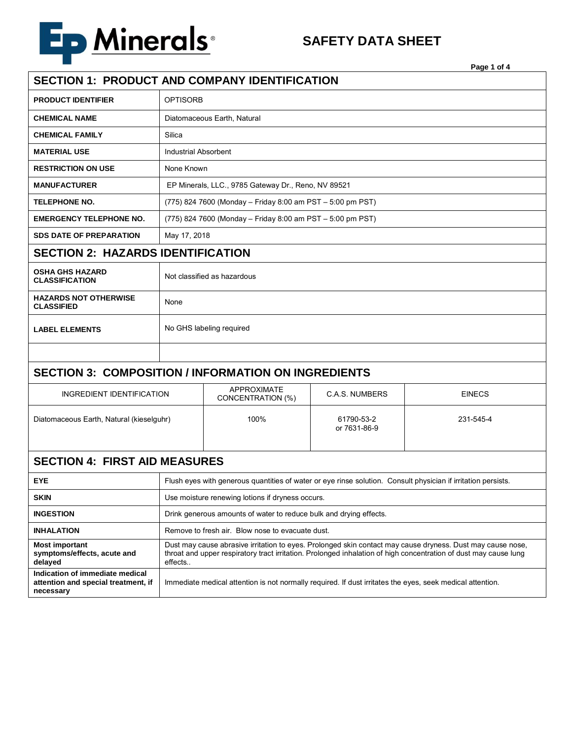# EP Minerals

# SAFETY DATA SHEET

## SECTION 1: PRODUCT AND COMPANY IDENTIFICATION

| | |
|---|---|
| **PRODUCT IDENTIFIER** | OPTISORB |
| **CHEMICAL NAME** | Diatomaceous Earth, Natural |
| **CHEMICAL FAMILY** | Silica |
| **MATERIAL USE** | Industrial Absorbent |
| **RESTRICTION ON USE** | None Known |
| **MANUFACTURER** | EP Minerals, LLC., 9785 Gateway Dr., Reno, NV 89521 |
| **TELEPHONE NO.** | (775) 824 7600 (Monday – Friday 8:00 am PST – 5:00 pm PST) |
| **EMERGENCY TELEPHONE NO.** | (775) 824 7600 (Monday – Friday 8:00 am PST – 5:00 pm PST) |
| **SDS DATE OF PREPARATION** | May 17, 2018 |

## SECTION 2: HAZARDS IDENTIFICATION

| | |
|---|---|
| **OSHA GHS HAZARD CLASSIFICATION** | Not classified as hazardous |
| **HAZARDS NOT OTHERWISE CLASSIFIED** | None |
| **LABEL ELEMENTS** | No GHS labeling required |
| | |

## SECTION 3: COMPOSITION / INFORMATION ON INGREDIENTS

| INGREDIENT IDENTIFICATION | APPROXIMATE CONCENTRATION (%) | C.A.S. NUMBERS | EINECS |
|---|---|---|---|
| Diatomaceous Earth, Natural (kieselguhr) | 100% | 61790-53-2 or 7631-86-9 | 231-545-4 |

## SECTION 4: FIRST AID MEASURES

| | |
|---|---|
| **EYE** | Flush eyes with generous quantities of water or eye rinse solution. Consult physician if irritation persists. |
| **SKIN** | Use moisture renewing lotions if dryness occurs. |
| **INGESTION** | Drink generous amounts of water to reduce bulk and drying effects. |
| **INHALATION** | Remove to fresh air. Blow nose to evacuate dust. |
| **Most important symptoms/effects, acute and delayed** | Dust may cause abrasive irritation to eyes. Prolonged skin contact may cause dryness. Dust may cause nose, throat and upper respiratory tract irritation. Prolonged inhalation of high concentration of dust may cause lung effects.. |
| **Indication of immediate medical attention and special treatment, if necessary** | Immediate medical attention is not normally required. If dust irritates the eyes, seek medical attention. |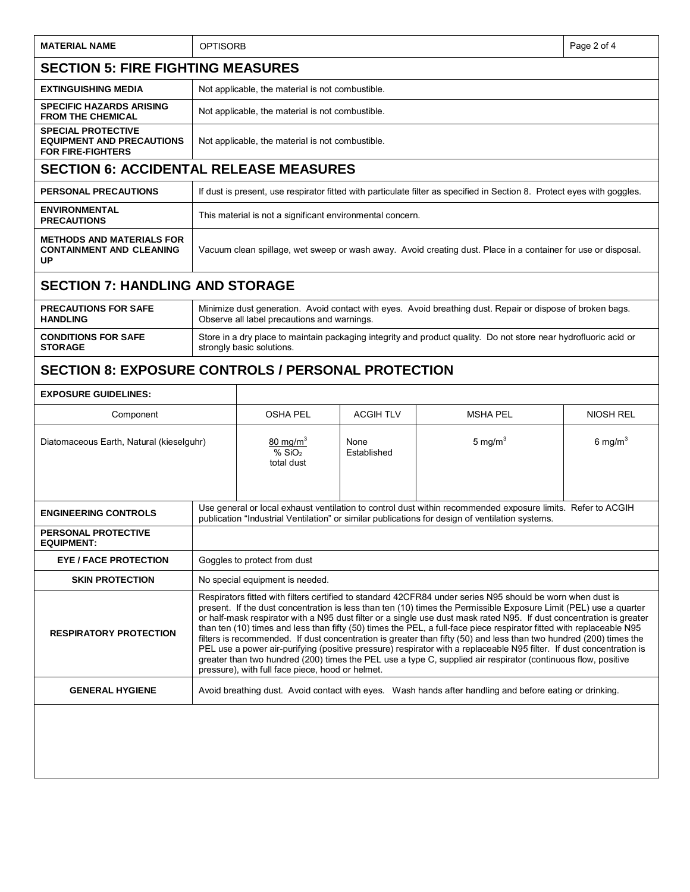| MATERIAL NAME | OPTISORB |
|---|---|

## SECTION 5: FIRE FIGHTING MEASURES

| | |
|---|---|
| **EXTINGUISHING MEDIA** | Not applicable, the material is not combustible. |
| **SPECIFIC HAZARDS ARISING FROM THE CHEMICAL** | Not applicable, the material is not combustible. |
| **SPECIAL PROTECTIVE EQUIPMENT AND PRECAUTIONS FOR FIRE-FIGHTERS** | Not applicable, the material is not combustible. |

## SECTION 6: ACCIDENTAL RELEASE MEASURES

| | |
|---|---|
| **PERSONAL PRECAUTIONS** | If dust is present, use respirator fitted with particulate filter as specified in Section 8. Protect eyes with goggles. |
| **ENVIRONMENTAL PRECAUTIONS** | This material is not a significant environmental concern. |
| **METHODS AND MATERIALS FOR CONTAINMENT AND CLEANING UP** | Vacuum clean spillage, wet sweep or wash away. Avoid creating dust. Place in a container for use or disposal. |

## SECTION 7: HANDLING AND STORAGE

| | |
|---|---|
| **PRECAUTIONS FOR SAFE HANDLING** | Minimize dust generation. Avoid contact with eyes. Avoid breathing dust. Repair or dispose of broken bags. Observe all label precautions and warnings. |
| **CONDITIONS FOR SAFE STORAGE** | Store in a dry place to maintain packaging integrity and product quality. Do not store near hydrofluoric acid or strongly basic solutions. |

## SECTION 8: EXPOSURE CONTROLS / PERSONAL PROTECTION

**EXPOSURE GUIDELINES:**

| Component | OSHA PEL | ACGIH TLV | MSHA PEL | NIOSH REL |
|---|---|---|---|---|
| Diatomaceous Earth, Natural (kieselguhr) | $\frac{80\ mg/m^3}{\%\ SiO_2}$ total dust | None Established | 5 $mg/m^3$ | 6 $mg/m^3$ |

| | |
|---|---|
| **ENGINEERING CONTROLS** | Use general or local exhaust ventilation to control dust within recommended exposure limits. Refer to ACGIH publication "Industrial Ventilation" or similar publications for design of ventilation systems. |
| **PERSONAL PROTECTIVE EQUIPMENT:** | |
| **EYE / FACE PROTECTION** | Goggles to protect from dust |
| **SKIN PROTECTION** | No special equipment is needed. |
| **RESPIRATORY PROTECTION** | Respirators fitted with filters certified to standard 42CFR84 under series N95 should be worn when dust is present. If the dust concentration is less than ten (10) times the Permissible Exposure Limit (PEL) use a quarter or half-mask respirator with a N95 dust filter or a single use dust mask rated N95. If dust concentration is greater than ten (10) times and less than fifty (50) times the PEL, a full-face piece respirator fitted with replaceable N95 filters is recommended. If dust concentration is greater than fifty (50) and less than two hundred (200) times the PEL use a power air-purifying (positive pressure) respirator with a replaceable N95 filter. If dust concentration is greater than two hundred (200) times the PEL use a type C, supplied air respirator (continuous flow, positive pressure), with full face piece, hood or helmet. |
| **GENERAL HYGIENE** | Avoid breathing dust. Avoid contact with eyes. Wash hands after handling and before eating or drinking. |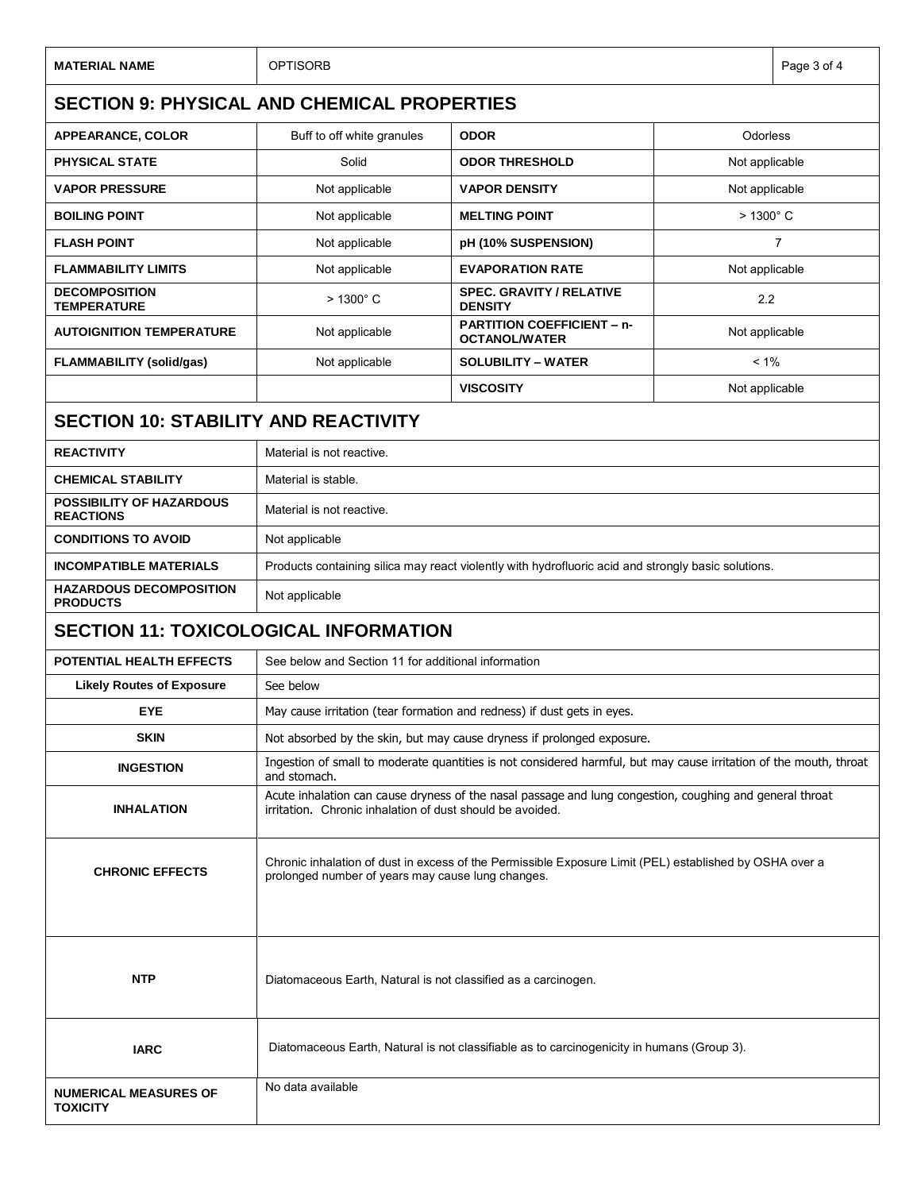| MATERIAL NAME | OPTISORB |
|---|---|

## SECTION 9: PHYSICAL AND CHEMICAL PROPERTIES

| | | | |
|---|---|---|---|
| **APPEARANCE, COLOR** | Buff to off white granules | **ODOR** | Odorless |
| **PHYSICAL STATE** | Solid | **ODOR THRESHOLD** | Not applicable |
| **VAPOR PRESSURE** | Not applicable | **VAPOR DENSITY** | Not applicable |
| **BOILING POINT** | Not applicable | **MELTING POINT** | > 1300° C |
| **FLASH POINT** | Not applicable | **pH (10% SUSPENSION)** | 7 |
| **FLAMMABILITY LIMITS** | Not applicable | **EVAPORATION RATE** | Not applicable |
| **DECOMPOSITION TEMPERATURE** | > 1300° C | **SPEC. GRAVITY / RELATIVE DENSITY** | 2.2 |
| **AUTOIGNITION TEMPERATURE** | Not applicable | **PARTITION COEFFICIENT – n-OCTANOL/WATER** | Not applicable |
| **FLAMMABILITY (solid/gas)** | Not applicable | **SOLUBILITY – WATER** | < 1% |
| | | **VISCOSITY** | Not applicable |

## SECTION 10: STABILITY AND REACTIVITY

| | |
|---|---|
| **REACTIVITY** | Material is not reactive. |
| **CHEMICAL STABILITY** | Material is stable. |
| **POSSIBILITY OF HAZARDOUS REACTIONS** | Material is not reactive. |
| **CONDITIONS TO AVOID** | Not applicable |
| **INCOMPATIBLE MATERIALS** | Products containing silica may react violently with hydrofluoric acid and strongly basic solutions. |
| **HAZARDOUS DECOMPOSITION PRODUCTS** | Not applicable |

## SECTION 11: TOXICOLOGICAL INFORMATION

| | |
|---|---|
| **POTENTIAL HEALTH EFFECTS** | See below and Section 11 for additional information |
| **Likely Routes of Exposure** | See below |
| **EYE** | May cause irritation (tear formation and redness) if dust gets in eyes. |
| **SKIN** | Not absorbed by the skin, but may cause dryness if prolonged exposure. |
| **INGESTION** | Ingestion of small to moderate quantities is not considered harmful, but may cause irritation of the mouth, throat and stomach. |
| **INHALATION** | Acute inhalation can cause dryness of the nasal passage and lung congestion, coughing and general throat irritation. Chronic inhalation of dust should be avoided. |
| **CHRONIC EFFECTS** | Chronic inhalation of dust in excess of the Permissible Exposure Limit (PEL) established by OSHA over a prolonged number of years may cause lung changes. |
| **NTP** | Diatomaceous Earth, Natural is not classified as a carcinogen. |
| **IARC** | Diatomaceous Earth, Natural is not classifiable as to carcinogenicity in humans (Group 3). |
| **NUMERICAL MEASURES OF TOXICITY** | No data available |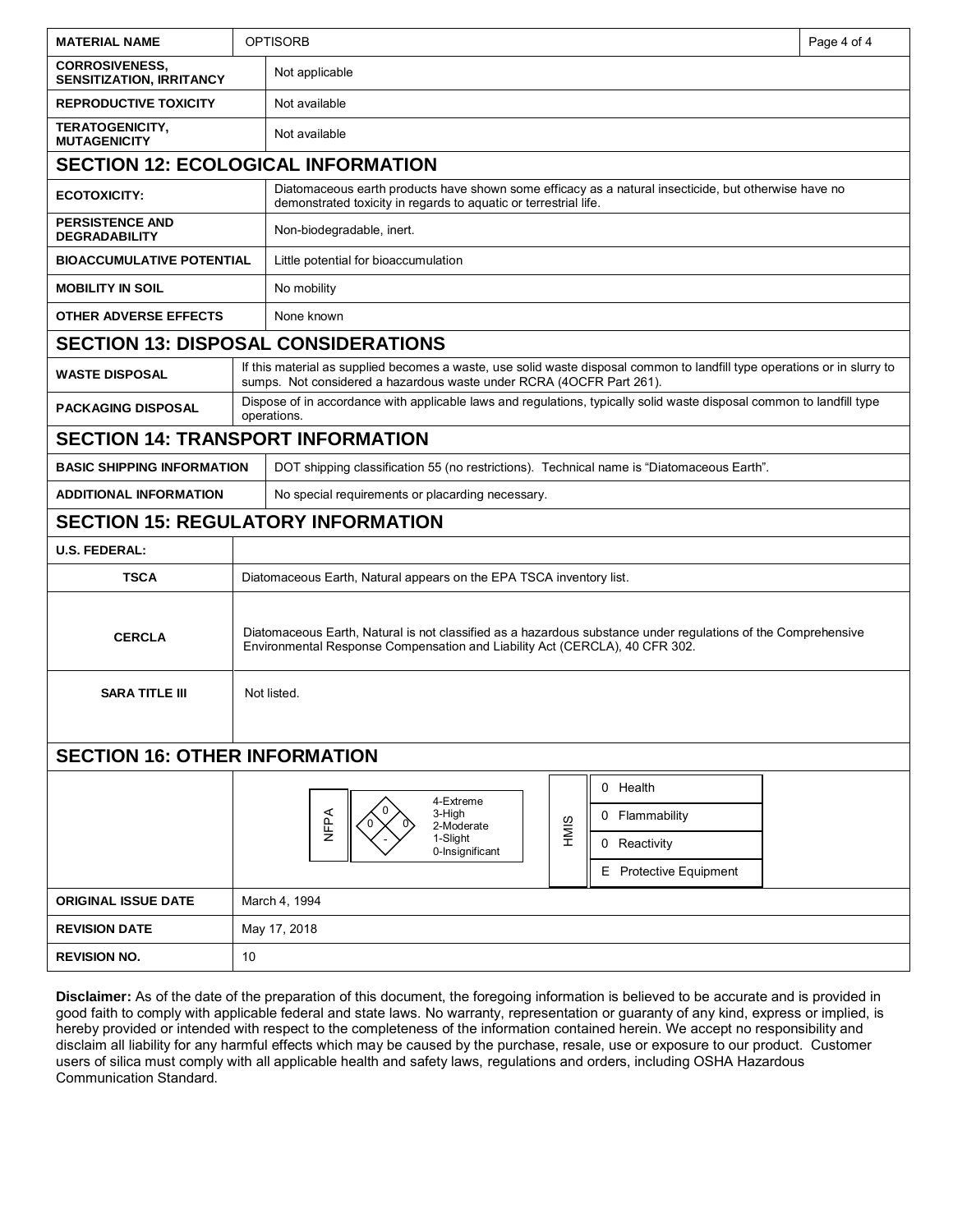| MATERIAL NAME | OPTISORB |
|---|---|
| CORROSIVENESS, SENSITIZATION, IRRITANCY | Not applicable |
| REPRODUCTIVE TOXICITY | Not available |
| TERATOGENICITY, MUTAGENICITY | Not available |

## SECTION 12: ECOLOGICAL INFORMATION

| | |
|---|---|
| ECOTOXICITY: | Diatomaceous earth products have shown some efficacy as a natural insecticide, but otherwise have no demonstrated toxicity in regards to aquatic or terrestrial life. |
| PERSISTENCE AND DEGRADABILITY | Non-biodegradable, inert. |
| BIOACCUMULATIVE POTENTIAL | Little potential for bioaccumulation |
| MOBILITY IN SOIL | No mobility |
| OTHER ADVERSE EFFECTS | None known |

## SECTION 13: DISPOSAL CONSIDERATIONS

| | |
|---|---|
| WASTE DISPOSAL | If this material as supplied becomes a waste, use solid waste disposal common to landfill type operations or in slurry to sumps. Not considered a hazardous waste under RCRA (4OCFR Part 261). |
| PACKAGING DISPOSAL | Dispose of in accordance with applicable laws and regulations, typically solid waste disposal common to landfill type operations. |

## SECTION 14: TRANSPORT INFORMATION

| | |
|---|---|
| BASIC SHIPPING INFORMATION | DOT shipping classification 55 (no restrictions). Technical name is "Diatomaceous Earth". |
| ADDITIONAL INFORMATION | No special requirements or placarding necessary. |

## SECTION 15: REGULATORY INFORMATION

| | |
|---|---|
| U.S. FEDERAL: | |
| TSCA | Diatomaceous Earth, Natural appears on the EPA TSCA inventory list. |
| CERCLA | Diatomaceous Earth, Natural is not classified as a hazardous substance under regulations of the Comprehensive Environmental Response Compensation and Liability Act (CERCLA), 40 CFR 302. |
| SARA TITLE III | Not listed. |

## SECTION 16: OTHER INFORMATION

NFPA: 0 (top), 0 (left), 0 (right), - (bottom)

4-Extreme
3-High
2-Moderate
1-Slight
0-Insignificant

HMIS:

| | |
|---|---|
| 0 | Health |
| 0 | Flammability |
| 0 | Reactivity |
| E | Protective Equipment |

| | |
|---|---|
| ORIGINAL ISSUE DATE | March 4, 1994 |
| REVISION DATE | May 17, 2018 |
| REVISION NO. | 10 |

**Disclaimer:** As of the date of the preparation of this document, the foregoing information is believed to be accurate and is provided in good faith to comply with applicable federal and state laws. No warranty, representation or guaranty of any kind, express or implied, is hereby provided or intended with respect to the completeness of the information contained herein. We accept no responsibility and disclaim all liability for any harmful effects which may be caused by the purchase, resale, use or exposure to our product. Customer users of silica must comply with all applicable health and safety laws, regulations and orders, including OSHA Hazardous Communication Standard.